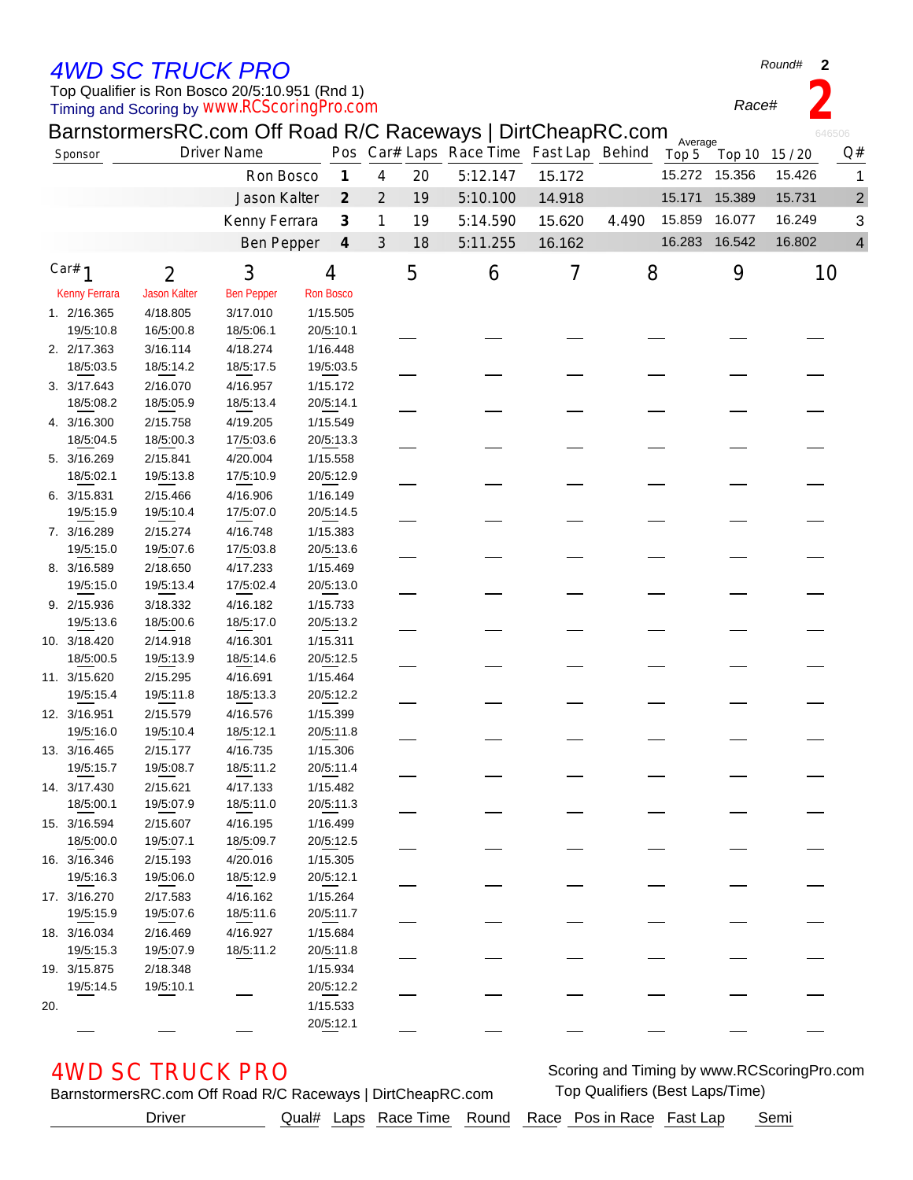# 4WD SC TRUCK PRO

Top Qualifier is Ron Bosco 20/5:10.951 (Rnd 1)
Timing and Scoring by www.RCScoringPro.com

Round# 2

Race# 2

## BarnstormersRC.com Off Road R/C Raceways | DirtCheapRC.com

646506

| Sponsor | Driver Name | Pos | Car# | Laps | Race Time | Fast Lap | Behind | Average Top 5 | Top 10 | 15 / 20 | Q# |
|---|---|---|---|---|---|---|---|---|---|---|---|
| | Ron Bosco | 1 | 4 | 20 | 5:12.147 | 15.172 | | 15.272 | 15.356 | 15.426 | 1 |
| | Jason Kalter | 2 | 2 | 19 | 5:10.100 | 14.918 | | 15.171 | 15.389 | 15.731 | 2 |
| | Kenny Ferrara | 3 | 1 | 19 | 5:14.590 | 15.620 | 4.490 | 15.859 | 16.077 | 16.249 | 3 |
| | Ben Pepper | 4 | 3 | 18 | 5:11.255 | 16.162 | | 16.283 | 16.542 | 16.802 | 4 |

| Car# | 1 | 2 | 3 | 4 | 5 | 6 | 7 | 8 | 9 | 10 |
|---|---|---|---|---|---|---|---|---|---|---|
| | Kenny Ferrara | Jason Kalter | Ben Pepper | Ron Bosco | | | | | | |
| 1. | 2/16.365<br>19/5:10.8 | 4/18.805<br>16/5:00.8 | 3/17.010<br>18/5:06.1 | 1/15.505<br>20/5:10.1 | | | | | | |
| 2. | 2/17.363<br>18/5:03.5 | 3/16.114<br>18/5:14.2 | 4/18.274<br>18/5:17.5 | 1/16.448<br>19/5:03.5 | | | | | | |
| 3. | 3/17.643<br>18/5:08.2 | 2/16.070<br>18/5:05.9 | 4/16.957<br>18/5:13.4 | 1/15.172<br>20/5:14.1 | | | | | | |
| 4. | 3/16.300<br>18/5:04.5 | 2/15.758<br>18/5:00.3 | 4/19.205<br>17/5:03.6 | 1/15.549<br>20/5:13.3 | | | | | | |
| 5. | 3/16.269<br>18/5:02.1 | 2/15.841<br>19/5:13.8 | 4/20.004<br>17/5:10.9 | 1/15.558<br>20/5:12.9 | | | | | | |
| 6. | 3/15.831<br>19/5:15.9 | 2/15.466<br>19/5:10.4 | 4/16.906<br>17/5:07.0 | 1/16.149<br>20/5:14.5 | | | | | | |
| 7. | 3/16.289<br>19/5:15.0 | 2/15.274<br>19/5:07.6 | 4/16.748<br>17/5:03.8 | 1/15.383<br>20/5:13.6 | | | | | | |
| 8. | 3/16.589<br>19/5:15.0 | 2/18.650<br>19/5:13.4 | 4/17.233<br>17/5:02.4 | 1/15.469<br>20/5:13.0 | | | | | | |
| 9. | 2/15.936<br>19/5:13.6 | 3/18.332<br>18/5:00.6 | 4/16.182<br>18/5:17.0 | 1/15.733<br>20/5:13.2 | | | | | | |
| 10. | 3/18.420<br>18/5:00.5 | 2/14.918<br>19/5:13.9 | 4/16.301<br>18/5:14.6 | 1/15.311<br>20/5:12.5 | | | | | | |
| 11. | 3/15.620<br>19/5:15.4 | 2/15.295<br>19/5:11.8 | 4/16.691<br>18/5:13.3 | 1/15.464<br>20/5:12.2 | | | | | | |
| 12. | 3/16.951<br>19/5:16.0 | 2/15.579<br>19/5:10.4 | 4/16.576<br>18/5:12.1 | 1/15.399<br>20/5:11.8 | | | | | | |
| 13. | 3/16.465<br>19/5:15.7 | 2/15.177<br>19/5:08.7 | 4/16.735<br>18/5:11.2 | 1/15.306<br>20/5:11.4 | | | | | | |
| 14. | 3/17.430<br>18/5:00.1 | 2/15.621<br>19/5:07.9 | 4/17.133<br>18/5:11.0 | 1/15.482<br>20/5:11.3 | | | | | | |
| 15. | 3/16.594<br>18/5:00.0 | 2/15.607<br>19/5:07.1 | 4/16.195<br>18/5:09.7 | 1/16.499<br>20/5:12.5 | | | | | | |
| 16. | 3/16.346<br>19/5:16.3 | 2/15.193<br>19/5:06.0 | 4/20.016<br>18/5:12.9 | 1/15.305<br>20/5:12.1 | | | | | | |
| 17. | 3/16.270<br>19/5:15.9 | 2/17.583<br>19/5:07.6 | 4/16.162<br>18/5:11.6 | 1/15.264<br>20/5:11.7 | | | | | | |
| 18. | 3/16.034<br>19/5:15.3 | 2/16.469<br>19/5:07.9 | 4/16.927<br>18/5:11.2 | 1/15.684<br>20/5:11.8 | | | | | | |
| 19. | 3/15.875<br>19/5:14.5 | 2/18.348<br>19/5:10.1 | | 1/15.934<br>20/5:12.2 | | | | | | |
| 20. | | | | 1/15.533<br>20/5:12.1 | | | | | | |

# 4WD SC TRUCK PRO

BarnstormersRC.com Off Road R/C Raceways | DirtCheapRC.com

Scoring and Timing by www.RCScoringPro.com
Top Qualifiers (Best Laps/Time)

| Driver | Qual# | Laps | Race Time | Round | Race | Pos in Race | Fast Lap | Semi |
|---|---|---|---|---|---|---|---|---|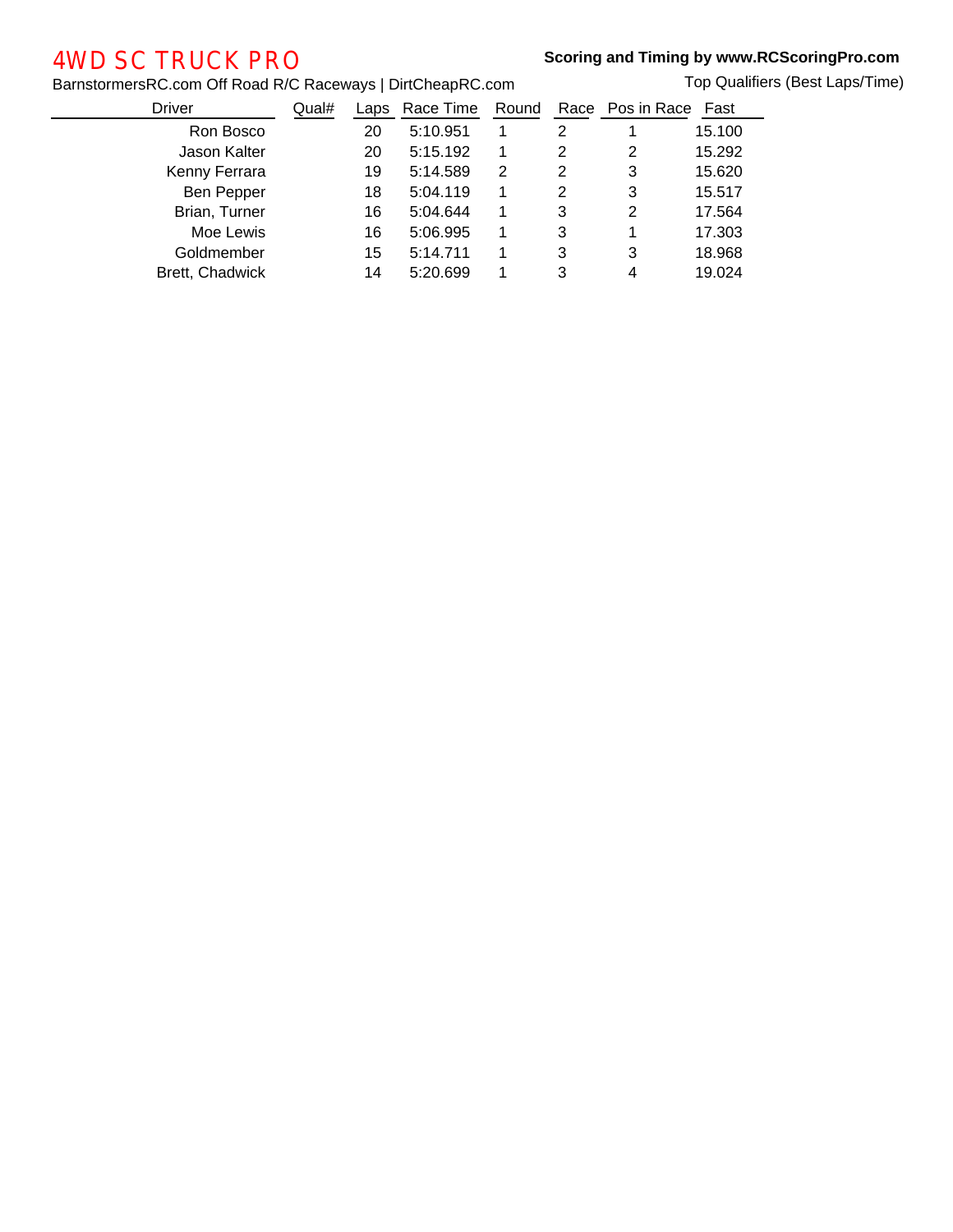# 4WD SC TRUCK PRO

**Scoring and Timing by www.RCScoringPro.com**

BarnstormersRC.com Off Road R/C Raceways | DirtCheapRC.com

Top Qualifiers (Best Laps/Time)

| Driver | Qual# | Laps | Race Time | Round | Race | Pos in Race | Fast |
|---|---|---|---|---|---|---|---|
| Ron Bosco | | 20 | 5:10.951 | 1 | 2 | 1 | 15.100 |
| Jason Kalter | | 20 | 5:15.192 | 1 | 2 | 2 | 15.292 |
| Kenny Ferrara | | 19 | 5:14.589 | 2 | 2 | 3 | 15.620 |
| Ben Pepper | | 18 | 5:04.119 | 1 | 2 | 3 | 15.517 |
| Brian, Turner | | 16 | 5:04.644 | 1 | 3 | 2 | 17.564 |
| Moe Lewis | | 16 | 5:06.995 | 1 | 3 | 1 | 17.303 |
| Goldmember | | 15 | 5:14.711 | 1 | 3 | 3 | 18.968 |
| Brett, Chadwick | | 14 | 5:20.699 | 1 | 3 | 4 | 19.024 |